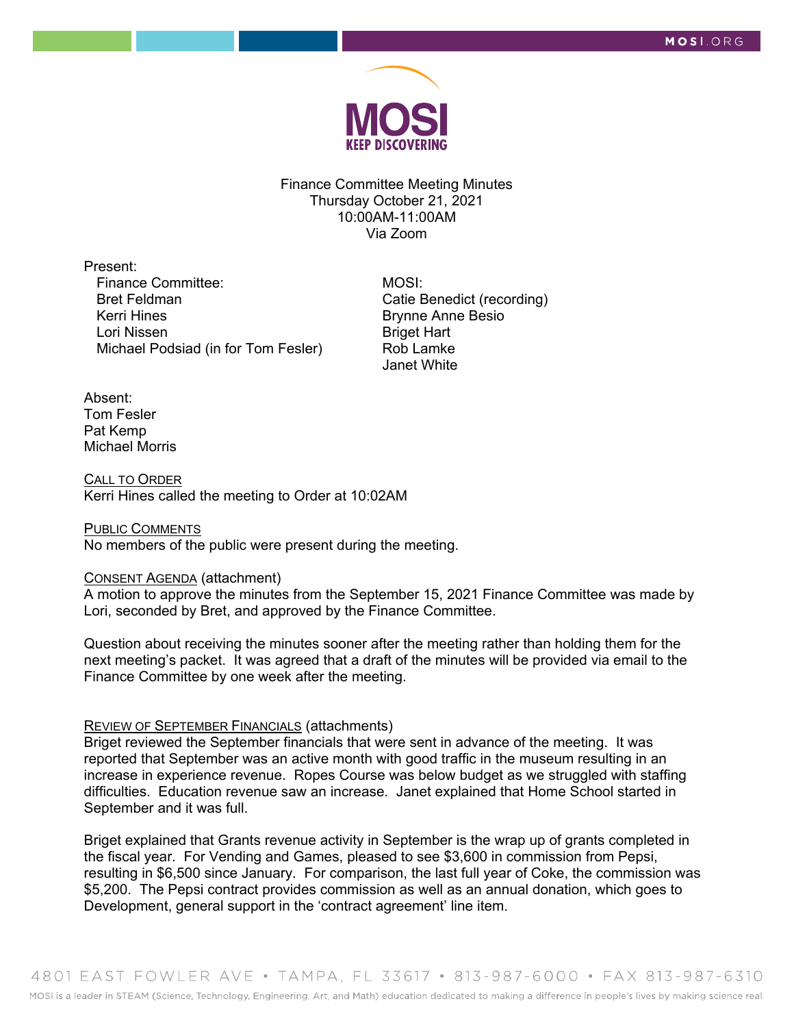MOSI
KEEP DISCOVERING

Finance Committee Meeting Minutes
Thursday October 21, 2021
10:00AM-11:00AM
Via Zoom

Present:

Finance Committee:
- Bret Feldman
- Kerri Hines
- Lori Nissen
- Michael Podsiad (in for Tom Fesler)

MOSI:
- Catie Benedict (recording)
- Brynne Anne Besio
- Briget Hart
- Rob Lamke
- Janet White

Absent:
- Tom Fesler
- Pat Kemp
- Michael Morris

CALL TO ORDER
Kerri Hines called the meeting to Order at 10:02AM

PUBLIC COMMENTS
No members of the public were present during the meeting.

CONSENT AGENDA (attachment)
A motion to approve the minutes from the September 15, 2021 Finance Committee was made by Lori, seconded by Bret, and approved by the Finance Committee.

Question about receiving the minutes sooner after the meeting rather than holding them for the next meeting's packet. It was agreed that a draft of the minutes will be provided via email to the Finance Committee by one week after the meeting.

REVIEW OF SEPTEMBER FINANCIALS (attachments)
Briget reviewed the September financials that were sent in advance of the meeting. It was reported that September was an active month with good traffic in the museum resulting in an increase in experience revenue. Ropes Course was below budget as we struggled with staffing difficulties. Education revenue saw an increase. Janet explained that Home School started in September and it was full.

Briget explained that Grants revenue activity in September is the wrap up of grants completed in the fiscal year. For Vending and Games, pleased to see $3,600 in commission from Pepsi, resulting in $6,500 since January. For comparison, the last full year of Coke, the commission was $5,200. The Pepsi contract provides commission as well as an annual donation, which goes to Development, general support in the 'contract agreement' line item.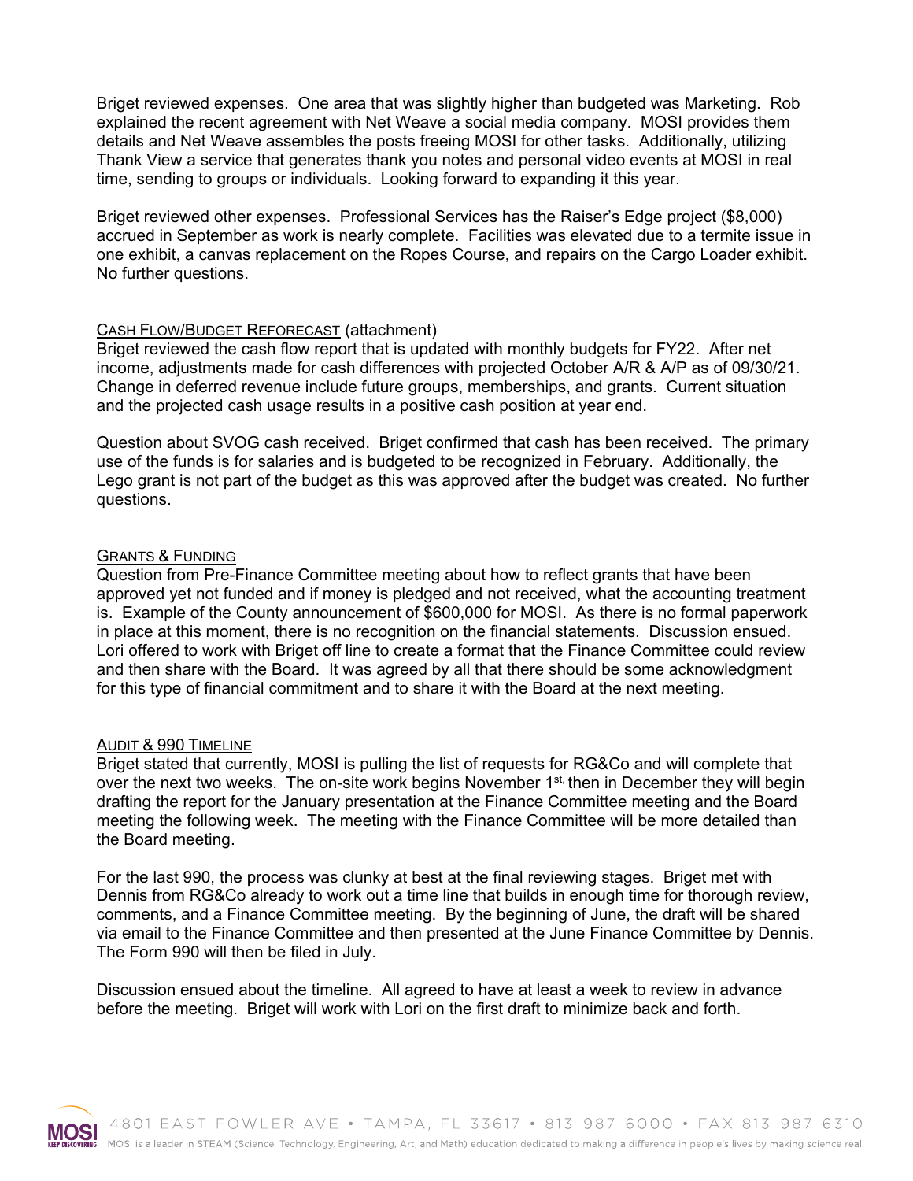Briget reviewed expenses. One area that was slightly higher than budgeted was Marketing. Rob explained the recent agreement with Net Weave a social media company. MOSI provides them details and Net Weave assembles the posts freeing MOSI for other tasks. Additionally, utilizing Thank View a service that generates thank you notes and personal video events at MOSI in real time, sending to groups or individuals. Looking forward to expanding it this year.

Briget reviewed other expenses. Professional Services has the Raiser's Edge project ($8,000) accrued in September as work is nearly complete. Facilities was elevated due to a termite issue in one exhibit, a canvas replacement on the Ropes Course, and repairs on the Cargo Loader exhibit. No further questions.

CASH FLOW/BUDGET REFORECAST (attachment)

Briget reviewed the cash flow report that is updated with monthly budgets for FY22. After net income, adjustments made for cash differences with projected October A/R & A/P as of 09/30/21. Change in deferred revenue include future groups, memberships, and grants. Current situation and the projected cash usage results in a positive cash position at year end.

Question about SVOG cash received. Briget confirmed that cash has been received. The primary use of the funds is for salaries and is budgeted to be recognized in February. Additionally, the Lego grant is not part of the budget as this was approved after the budget was created. No further questions.

GRANTS & FUNDING

Question from Pre-Finance Committee meeting about how to reflect grants that have been approved yet not funded and if money is pledged and not received, what the accounting treatment is. Example of the County announcement of $600,000 for MOSI. As there is no formal paperwork in place at this moment, there is no recognition on the financial statements. Discussion ensued. Lori offered to work with Briget off line to create a format that the Finance Committee could review and then share with the Board. It was agreed by all that there should be some acknowledgment for this type of financial commitment and to share it with the Board at the next meeting.

AUDIT & 990 TIMELINE

Briget stated that currently, MOSI is pulling the list of requests for RG&Co and will complete that over the next two weeks. The on-site work begins November 1st, then in December they will begin drafting the report for the January presentation at the Finance Committee meeting and the Board meeting the following week. The meeting with the Finance Committee will be more detailed than the Board meeting.

For the last 990, the process was clunky at best at the final reviewing stages. Briget met with Dennis from RG&Co already to work out a time line that builds in enough time for thorough review, comments, and a Finance Committee meeting. By the beginning of June, the draft will be shared via email to the Finance Committee and then presented at the June Finance Committee by Dennis. The Form 990 will then be filed in July.

Discussion ensued about the timeline. All agreed to have at least a week to review in advance before the meeting. Briget will work with Lori on the first draft to minimize back and forth.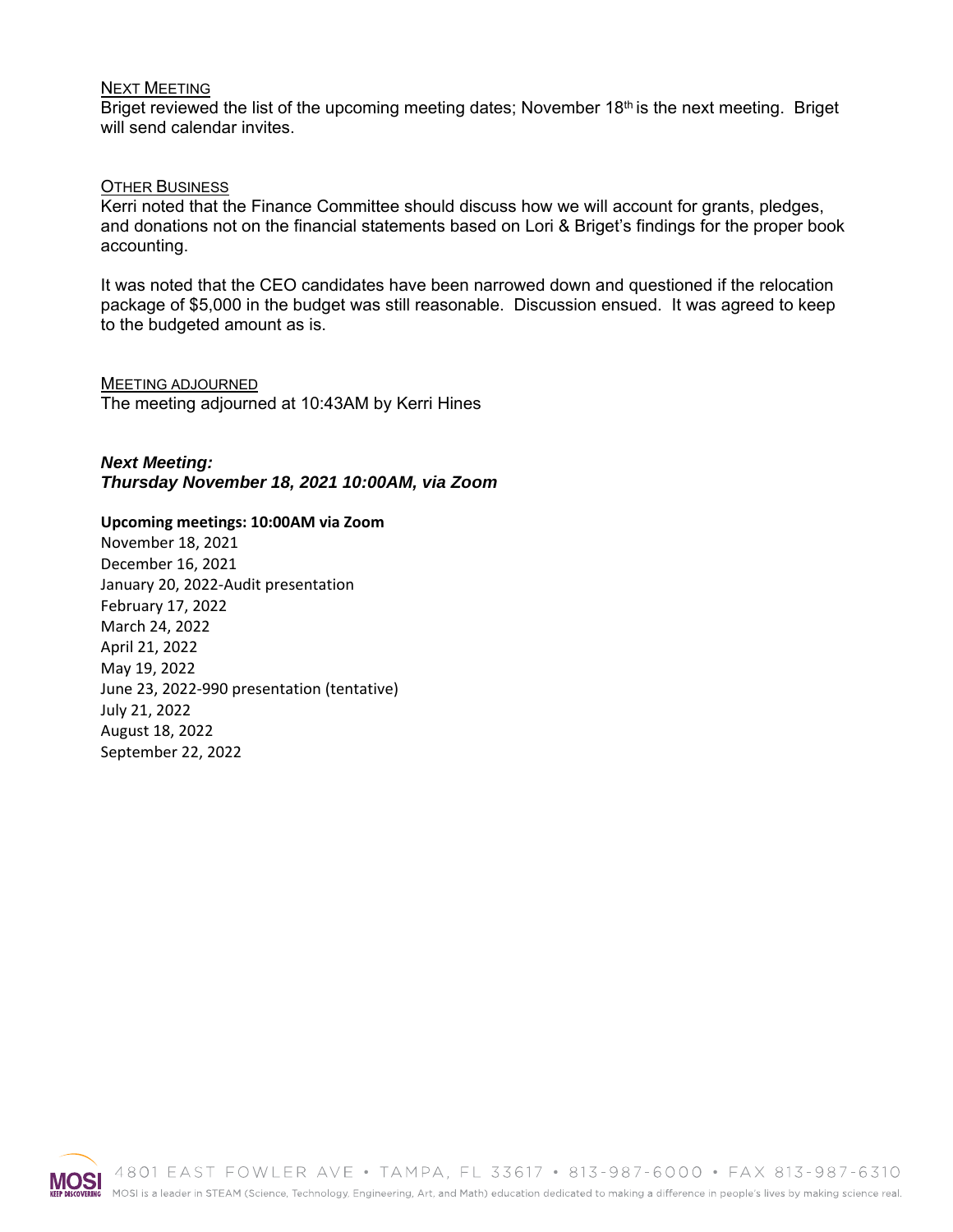NEXT MEETING

Briget reviewed the list of the upcoming meeting dates; November 18th is the next meeting. Briget will send calendar invites.

OTHER BUSINESS

Kerri noted that the Finance Committee should discuss how we will account for grants, pledges, and donations not on the financial statements based on Lori & Briget's findings for the proper book accounting.

It was noted that the CEO candidates have been narrowed down and questioned if the relocation package of $5,000 in the budget was still reasonable. Discussion ensued. It was agreed to keep to the budgeted amount as is.

MEETING ADJOURNED

The meeting adjourned at 10:43AM by Kerri Hines

***Next Meeting:***
***Thursday November 18, 2021 10:00AM, via Zoom***

**Upcoming meetings: 10:00AM via Zoom**

November 18, 2021
December 16, 2021
January 20, 2022-Audit presentation
February 17, 2022
March 24, 2022
April 21, 2022
May 19, 2022
June 23, 2022-990 presentation (tentative)
July 21, 2022
August 18, 2022
September 22, 2022

4801 EAST FOWLER AVE • TAMPA, FL 33617 • 813-987-6000 • FAX 813-987-6310
MOSI is a leader in STEAM (Science, Technology, Engineering, Art, and Math) education dedicated to making a difference in people's lives by making science real.